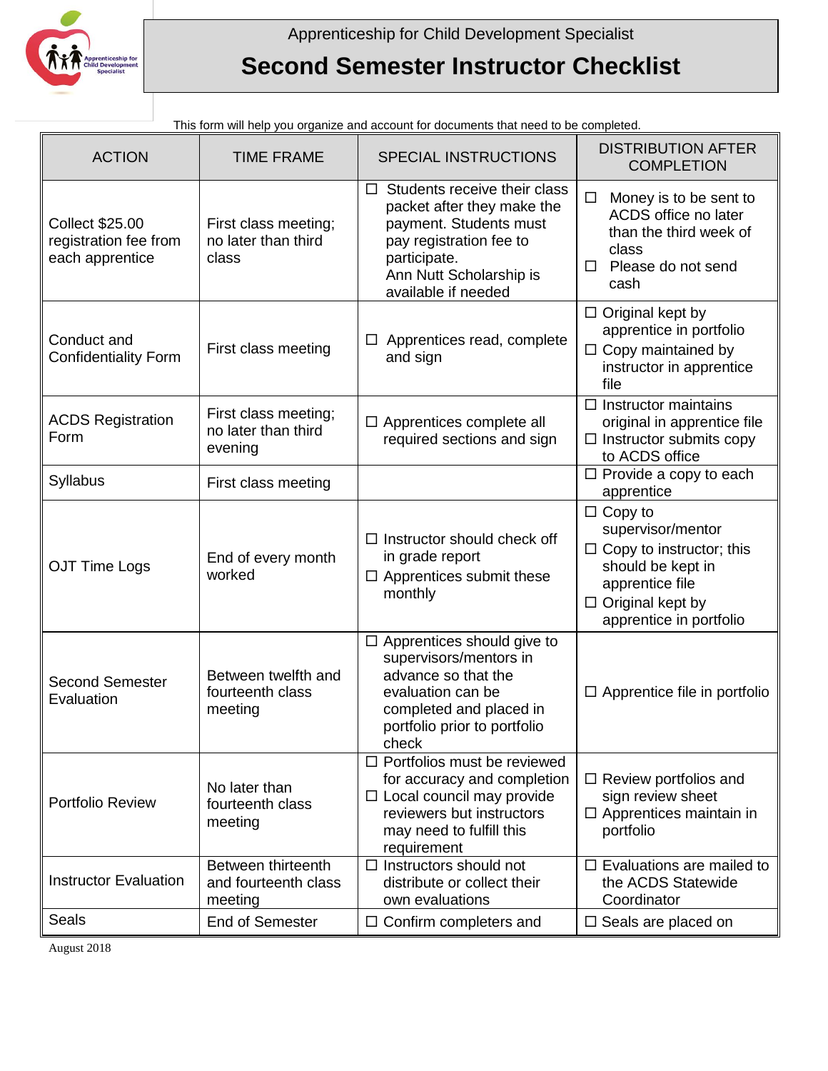Apprenticeship for Child Development Specialist

# Second Semester Instructor Checklist

This form will help you organize and account for documents that need to be completed.

| ACTION | TIME FRAME | SPECIAL INSTRUCTIONS | DISTRIBUTION AFTER COMPLETION |
|---|---|---|---|
| Collect $25.00 registration fee from each apprentice | First class meeting; no later than third class | ☐ Students receive their class packet after they make the payment. Students must pay registration fee to participate. Ann Nutt Scholarship is available if needed | ☐ Money is to be sent to ACDS office no later than the third week of class ☐ Please do not send cash |
| Conduct and Confidentiality Form | First class meeting | ☐ Apprentices read, complete and sign | ☐ Original kept by apprentice in portfolio ☐ Copy maintained by instructor in apprentice file |
| ACDS Registration Form | First class meeting; no later than third evening | ☐ Apprentices complete all required sections and sign | ☐ Instructor maintains original in apprentice file ☐ Instructor submits copy to ACDS office |
| Syllabus | First class meeting | | ☐ Provide a copy to each apprentice |
| OJT Time Logs | End of every month worked | ☐ Instructor should check off in grade report ☐ Apprentices submit these monthly | ☐ Copy to supervisor/mentor ☐ Copy to instructor; this should be kept in apprentice file ☐ Original kept by apprentice in portfolio |
| Second Semester Evaluation | Between twelfth and fourteenth class meeting | ☐ Apprentices should give to supervisors/mentors in advance so that the evaluation can be completed and placed in portfolio prior to portfolio check | ☐ Apprentice file in portfolio |
| Portfolio Review | No later than fourteenth class meeting | ☐ Portfolios must be reviewed for accuracy and completion ☐ Local council may provide reviewers but instructors may need to fulfill this requirement | ☐ Review portfolios and sign review sheet ☐ Apprentices maintain in portfolio |
| Instructor Evaluation | Between thirteenth and fourteenth class meeting | ☐ Instructors should not distribute or collect their own evaluations | ☐ Evaluations are mailed to the ACDS Statewide Coordinator |
| Seals | End of Semester | ☐ Confirm completers and | ☐ Seals are placed on |

August 2018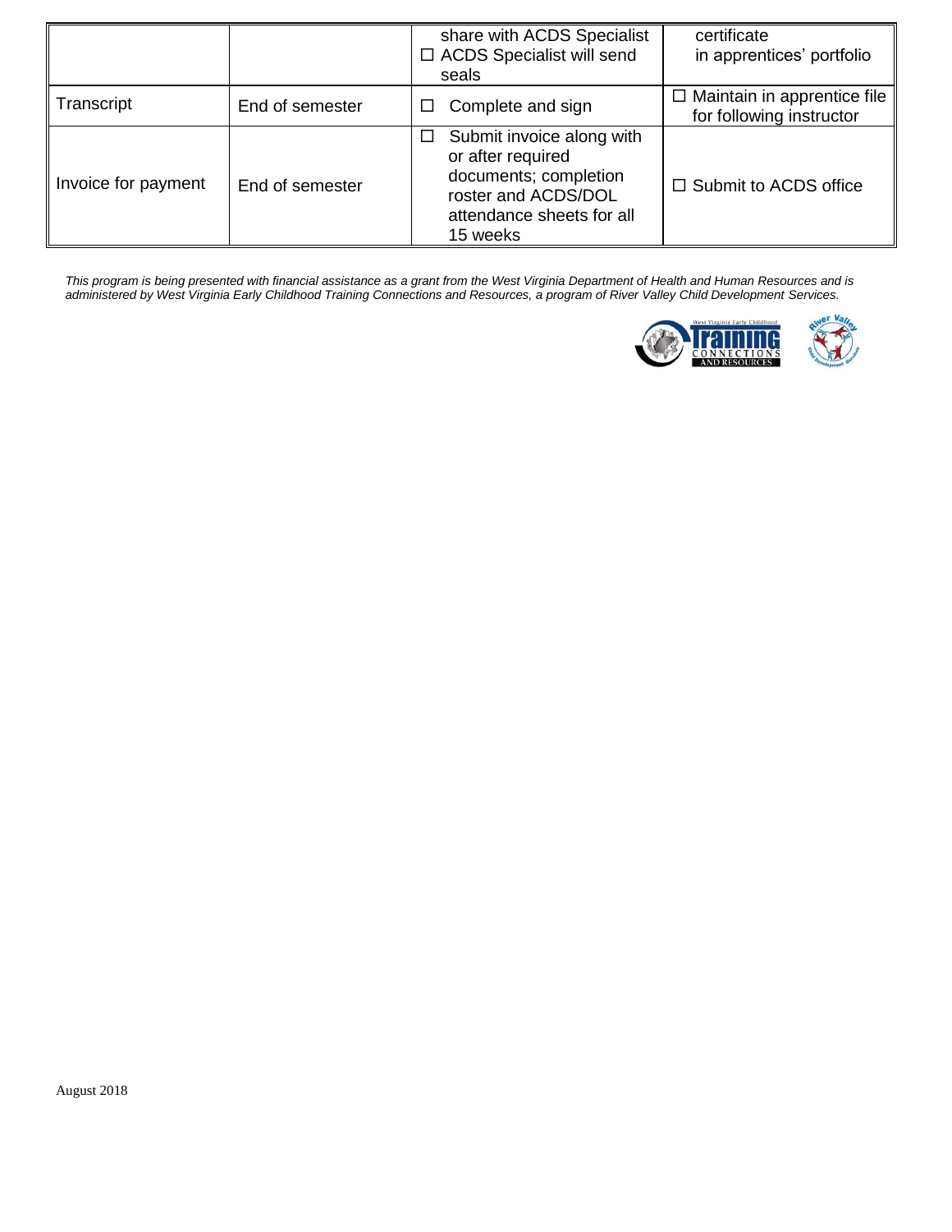| | | | |
|---|---|---|---|
| | | share with ACDS Specialist<br>☐ ACDS Specialist will send seals | certificate<br>in apprentices' portfolio |
| Transcript | End of semester | ☐ Complete and sign | ☐ Maintain in apprentice file for following instructor |
| Invoice for payment | End of semester | ☐ Submit invoice along with or after required documents; completion roster and ACDS/DOL attendance sheets for all 15 weeks | ☐ Submit to ACDS office |

*This program is being presented with financial assistance as a grant from the West Virginia Department of Health and Human Resources and is administered by West Virginia Early Childhood Training Connections and Resources, a program of River Valley Child Development Services.*

August 2018